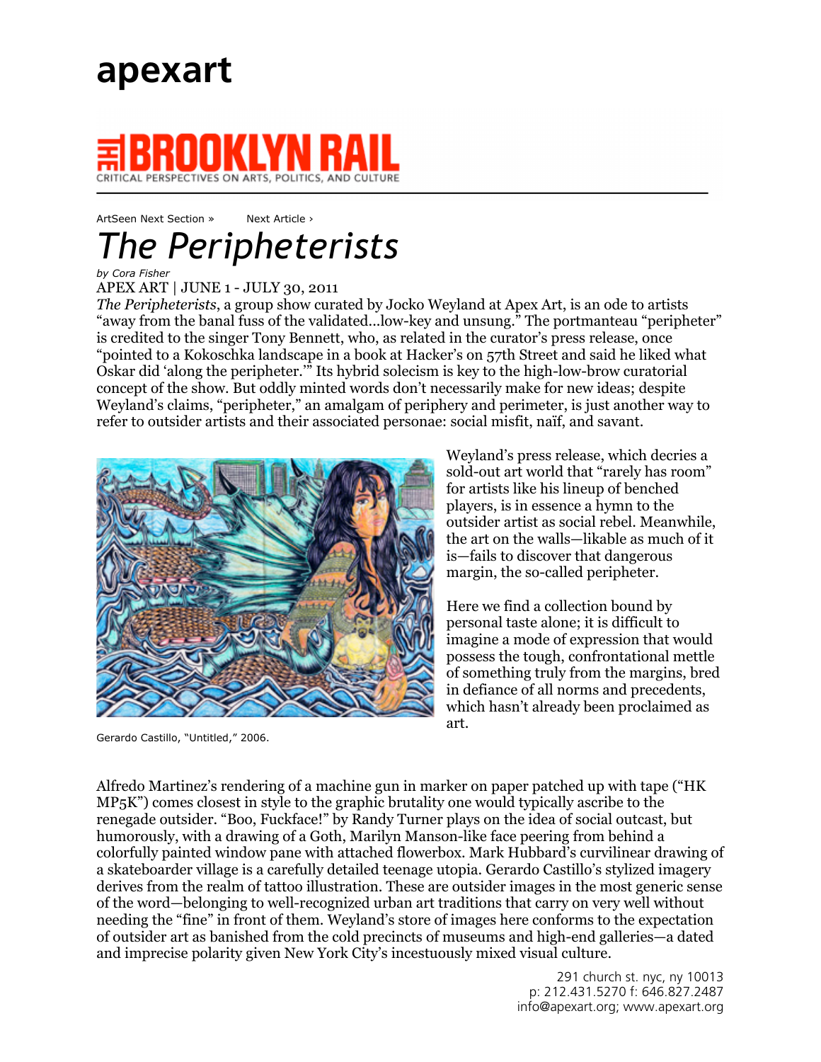apexart

THE BROOKLYN RAIL
CRITICAL PERSPECTIVES ON ARTS, POLITICS, AND CULTURE

ArtSeen Next Section » Next Article ›

# *The Peripheterists*

*by Cora Fisher*

APEX ART | JUNE 1 - JULY 30, 2011

*The Peripheterists*, a group show curated by Jocko Weyland at Apex Art, is an ode to artists "away from the banal fuss of the validated…low-key and unsung." The portmanteau "peripheter" is credited to the singer Tony Bennett, who, as related in the curator's press release, once "pointed to a Kokoschka landscape in a book at Hacker's on 57th Street and said he liked what Oskar did 'along the peripheter.'" Its hybrid solecism is key to the high-low-brow curatorial concept of the show. But oddly minted words don't necessarily make for new ideas; despite Weyland's claims, "peripheter," an amalgam of periphery and perimeter, is just another way to refer to outsider artists and their associated personae: social misfit, naïf, and savant.

Gerardo Castillo, "Untitled," 2006.

Weyland's press release, which decries a sold-out art world that "rarely has room" for artists like his lineup of benched players, is in essence a hymn to the outsider artist as social rebel. Meanwhile, the art on the walls—likable as much of it is—fails to discover that dangerous margin, the so-called peripheter.

Here we find a collection bound by personal taste alone; it is difficult to imagine a mode of expression that would possess the tough, confrontational mettle of something truly from the margins, bred in defiance of all norms and precedents, which hasn't already been proclaimed as art.

Alfredo Martinez's rendering of a machine gun in marker on paper patched up with tape ("HK MP5K") comes closest in style to the graphic brutality one would typically ascribe to the renegade outsider. "Boo, Fuckface!" by Randy Turner plays on the idea of social outcast, but humorously, with a drawing of a Goth, Marilyn Manson-like face peering from behind a colorfully painted window pane with attached flowerbox. Mark Hubbard's curvilinear drawing of a skateboarder village is a carefully detailed teenage utopia. Gerardo Castillo's stylized imagery derives from the realm of tattoo illustration. These are outsider images in the most generic sense of the word—belonging to well-recognized urban art traditions that carry on very well without needing the "fine" in front of them. Weyland's store of images here conforms to the expectation of outsider art as banished from the cold precincts of museums and high-end galleries—a dated and imprecise polarity given New York City's incestuously mixed visual culture.

291 church st. nyc, ny 10013
p: 212.431.5270 f: 646.827.2487
info@apexart.org; www.apexart.org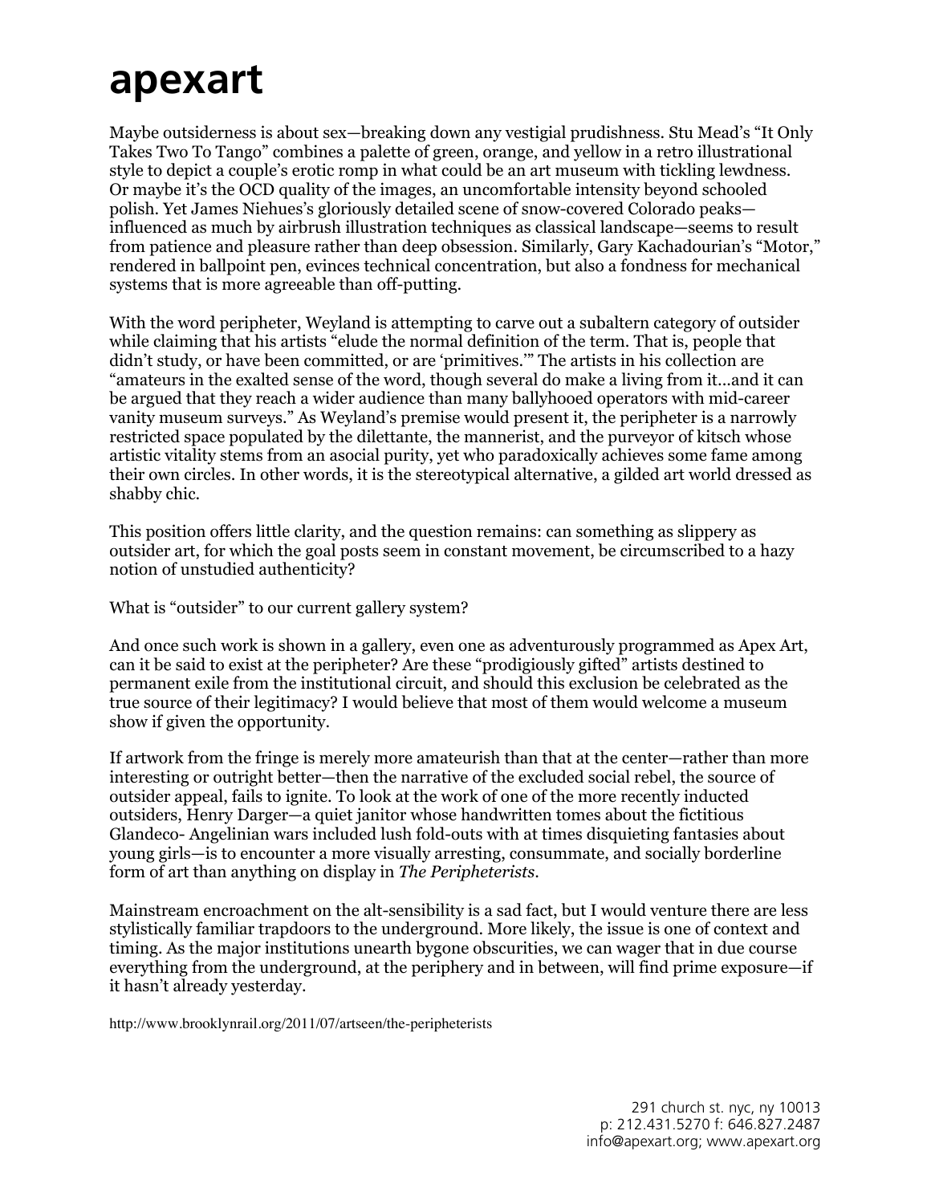Maybe outsiderness is about sex—breaking down any vestigial prudishness. Stu Mead's "It Only Takes Two To Tango" combines a palette of green, orange, and yellow in a retro illustrational style to depict a couple's erotic romp in what could be an art museum with tickling lewdness. Or maybe it's the OCD quality of the images, an uncomfortable intensity beyond schooled polish. Yet James Niehues's gloriously detailed scene of snow-covered Colorado peaks—influenced as much by airbrush illustration techniques as classical landscape—seems to result from patience and pleasure rather than deep obsession. Similarly, Gary Kachadourian's "Motor," rendered in ballpoint pen, evinces technical concentration, but also a fondness for mechanical systems that is more agreeable than off-putting.

With the word peripheter, Weyland is attempting to carve out a subaltern category of outsider while claiming that his artists "elude the normal definition of the term. That is, people that didn't study, or have been committed, or are 'primitives.'" The artists in his collection are "amateurs in the exalted sense of the word, though several do make a living from it…and it can be argued that they reach a wider audience than many ballyhooed operators with mid-career vanity museum surveys." As Weyland's premise would present it, the peripheter is a narrowly restricted space populated by the dilettante, the mannerist, and the purveyor of kitsch whose artistic vitality stems from an asocial purity, yet who paradoxically achieves some fame among their own circles. In other words, it is the stereotypical alternative, a gilded art world dressed as shabby chic.

This position offers little clarity, and the question remains: can something as slippery as outsider art, for which the goal posts seem in constant movement, be circumscribed to a hazy notion of unstudied authenticity?

What is "outsider" to our current gallery system?

And once such work is shown in a gallery, even one as adventurously programmed as Apex Art, can it be said to exist at the peripheter? Are these "prodigiously gifted" artists destined to permanent exile from the institutional circuit, and should this exclusion be celebrated as the true source of their legitimacy? I would believe that most of them would welcome a museum show if given the opportunity.

If artwork from the fringe is merely more amateurish than that at the center—rather than more interesting or outright better—then the narrative of the excluded social rebel, the source of outsider appeal, fails to ignite. To look at the work of one of the more recently inducted outsiders, Henry Darger—a quiet janitor whose handwritten tomes about the fictitious Glandeco- Angelinian wars included lush fold-outs with at times disquieting fantasies about young girls—is to encounter a more visually arresting, consummate, and socially borderline form of art than anything on display in *The Peripheterists*.

Mainstream encroachment on the alt-sensibility is a sad fact, but I would venture there are less stylistically familiar trapdoors to the underground. More likely, the issue is one of context and timing. As the major institutions unearth bygone obscurities, we can wager that in due course everything from the underground, at the periphery and in between, will find prime exposure—if it hasn't already yesterday.

http://www.brooklynrail.org/2011/07/artseen/the-peripheterists